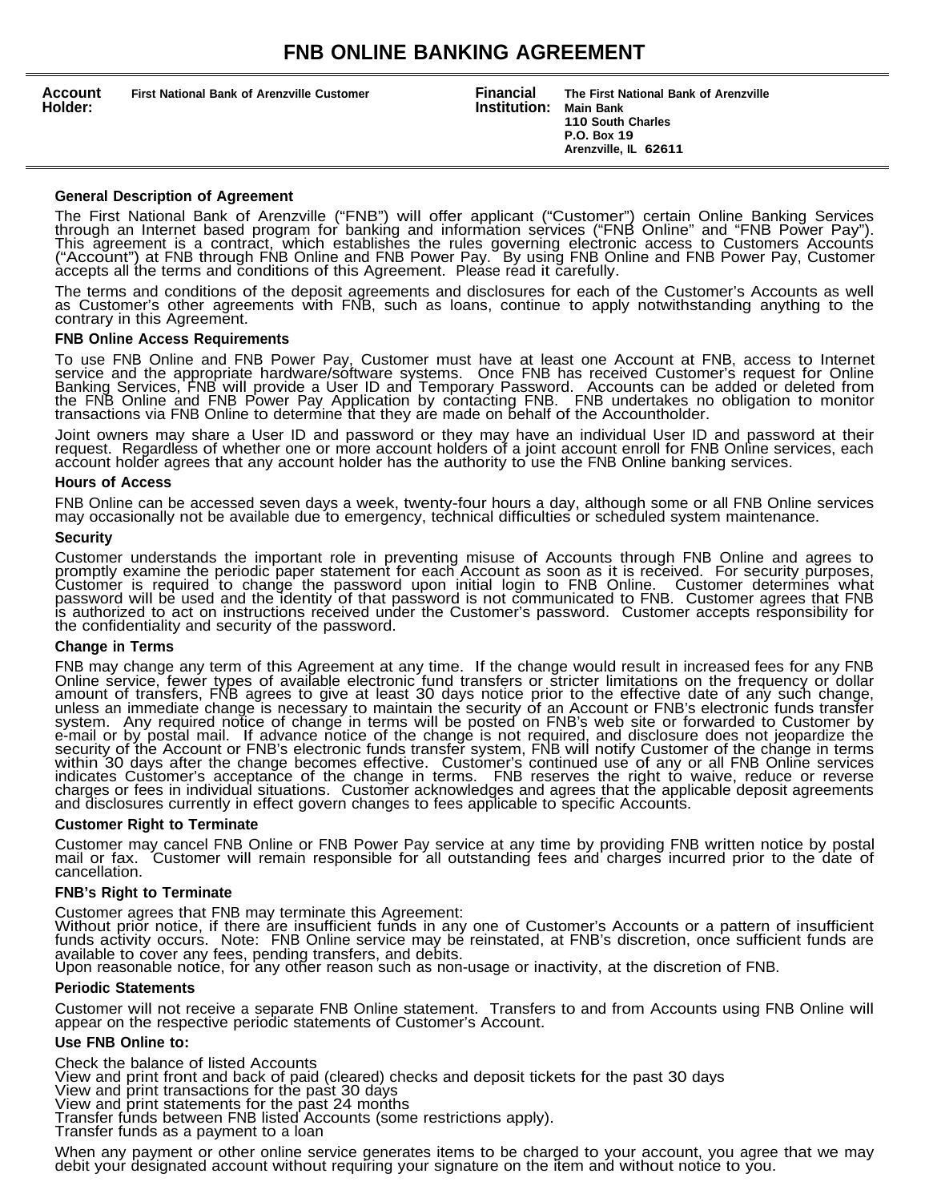# FNB ONLINE BANKING AGREEMENT

| **Account Holder:** | **First National Bank of Arenzville Customer** | **Financial Institution:** | **The First National Bank of Arenzville**<br>**Main Bank**<br>**110 South Charles**<br>**P.O. Box 19**<br>**Arenzville, IL 62611** |
|---|---|---|---|

### General Description of Agreement

The First National Bank of Arenzville ("FNB") will offer applicant ("Customer") certain Online Banking Services through an Internet based program for banking and information services ("FNB Online" and "FNB Power Pay"). This agreement is a contract, which establishes the rules governing electronic access to Customers Accounts ("Account") at FNB through FNB Online and FNB Power Pay. By using FNB Online and FNB Power Pay, Customer accepts all the terms and conditions of this Agreement. Please read it carefully.

The terms and conditions of the deposit agreements and disclosures for each of the Customer's Accounts as well as Customer's other agreements with FNB, such as loans, continue to apply notwithstanding anything to the contrary in this Agreement.

### FNB Online Access Requirements

To use FNB Online and FNB Power Pay, Customer must have at least one Account at FNB, access to Internet service and the appropriate hardware/software systems. Once FNB has received Customer's request for Online Banking Services, FNB will provide a User ID and Temporary Password. Accounts can be added or deleted from the FNB Online and FNB Power Pay Application by contacting FNB. FNB undertakes no obligation to monitor transactions via FNB Online to determine that they are made on behalf of the Accountholder.

Joint owners may share a User ID and password or they may have an individual User ID and password at their request. Regardless of whether one or more account holders of a joint account enroll for FNB Online services, each account holder agrees that any account holder has the authority to use the FNB Online banking services.

### Hours of Access

FNB Online can be accessed seven days a week, twenty-four hours a day, although some or all FNB Online services may occasionally not be available due to emergency, technical difficulties or scheduled system maintenance.

### Security

Customer understands the important role in preventing misuse of Accounts through FNB Online and agrees to promptly examine the periodic paper statement for each Account as soon as it is received. For security purposes, Customer is required to change the password upon initial login to FNB Online. Customer determines what password will be used and the identity of that password is not communicated to FNB. Customer agrees that FNB is authorized to act on instructions received under the Customer's password. Customer accepts responsibility for the confidentiality and security of the password.

### Change in Terms

FNB may change any term of this Agreement at any time. If the change would result in increased fees for any FNB Online service, fewer types of available electronic fund transfers or stricter limitations on the frequency or dollar amount of transfers, FNB agrees to give at least 30 days notice prior to the effective date of any such change, unless an immediate change is necessary to maintain the security of an Account or FNB's electronic funds transfer system. Any required notice of change in terms will be posted on FNB's web site or forwarded to Customer by e-mail or by postal mail. If advance notice of the change is not required, and disclosure does not jeopardize the security of the Account or FNB's electronic funds transfer system, FNB will notify Customer of the change in terms within 30 days after the change becomes effective. Customer's continued use of any or all FNB Online services indicates Customer's acceptance of the change in terms. FNB reserves the right to waive, reduce or reverse charges or fees in individual situations. Customer acknowledges and agrees that the applicable deposit agreements and disclosures currently in effect govern changes to fees applicable to specific Accounts.

### Customer Right to Terminate

Customer may cancel FNB Online or FNB Power Pay service at any time by providing FNB written notice by postal mail or fax. Customer will remain responsible for all outstanding fees and charges incurred prior to the date of cancellation.

### FNB's Right to Terminate

Customer agrees that FNB may terminate this Agreement:
Without prior notice, if there are insufficient funds in any one of Customer's Accounts or a pattern of insufficient funds activity occurs. Note: FNB Online service may be reinstated, at FNB's discretion, once sufficient funds are available to cover any fees, pending transfers, and debits.
Upon reasonable notice, for any other reason such as non-usage or inactivity, at the discretion of FNB.

### Periodic Statements

Customer will not receive a separate FNB Online statement. Transfers to and from Accounts using FNB Online will appear on the respective periodic statements of Customer's Account.

### Use FNB Online to:

Check the balance of listed Accounts
View and print front and back of paid (cleared) checks and deposit tickets for the past 30 days
View and print transactions for the past 30 days
View and print statements for the past 24 months
Transfer funds between FNB listed Accounts (some restrictions apply).
Transfer funds as a payment to a loan

When any payment or other online service generates items to be charged to your account, you agree that we may debit your designated account without requiring your signature on the item and without notice to you.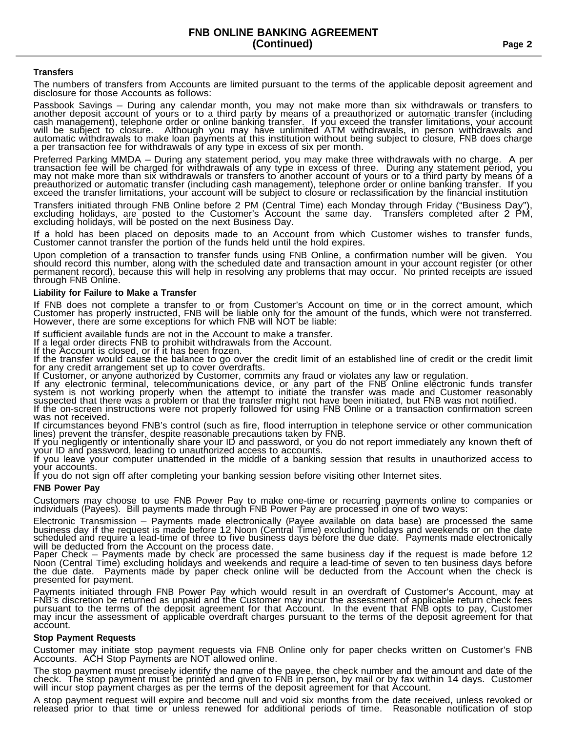## FNB ONLINE BANKING AGREEMENT (Continued)

### Transfers

The numbers of transfers from Accounts are limited pursuant to the terms of the applicable deposit agreement and disclosure for those Accounts as follows:

Passbook Savings – During any calendar month, you may not make more than six withdrawals or transfers to another deposit account of yours or to a third party by means of a preauthorized or automatic transfer (including cash management), telephone order or online banking transfer. If you exceed the transfer limitations, your account will be subject to closure. Although you may have unlimited ATM withdrawals, in person withdrawals and automatic withdrawals to make loan payments at this institution without being subject to closure, FNB does charge a per transaction fee for withdrawals of any type in excess of six per month.

Preferred Parking MMDA – During any statement period, you may make three withdrawals with no charge. A per transaction fee will be charged for withdrawals of any type in excess of three. During any statement period, you may not make more than six withdrawals or transfers to another account of yours or to a third party by means of a preauthorized or automatic transfer (including cash management), telephone order or online banking transfer. If you exceed the transfer limitations, your account will be subject to closure or reclassification by the financial institution

Transfers initiated through FNB Online before 2 PM (Central Time) each Monday through Friday ("Business Day"), excluding holidays, are posted to the Customer's Account the same day. Transfers completed after 2 PM, excluding holidays, will be posted on the next Business Day.

If a hold has been placed on deposits made to an Account from which Customer wishes to transfer funds, Customer cannot transfer the portion of the funds held until the hold expires.

Upon completion of a transaction to transfer funds using FNB Online, a confirmation number will be given. You should record this number, along with the scheduled date and transaction amount in your account register (or other permanent record), because this will help in resolving any problems that may occur. No printed receipts are issued through FNB Online.

### Liability for Failure to Make a Transfer

If FNB does not complete a transfer to or from Customer's Account on time or in the correct amount, which Customer has properly instructed, FNB will be liable only for the amount of the funds, which were not transferred. However, there are some exceptions for which FNB will NOT be liable:

If sufficient available funds are not in the Account to make a transfer.
If a legal order directs FNB to prohibit withdrawals from the Account.
If the Account is closed, or if it has been frozen.
If the transfer would cause the balance to go over the credit limit of an established line of credit or the credit limit for any credit arrangement set up to cover overdrafts.
If Customer, or anyone authorized by Customer, commits any fraud or violates any law or regulation.
If any electronic terminal, telecommunications device, or any part of the FNB Online electronic funds transfer system is not working properly when the attempt to initiate the transfer was made and Customer reasonably suspected that there was a problem or that the transfer might not have been initiated, but FNB was not notified.
If the on-screen instructions were not properly followed for using FNB Online or a transaction confirmation screen was not received.
If circumstances beyond FNB's control (such as fire, flood interruption in telephone service or other communication lines) prevent the transfer, despite reasonable precautions taken by FNB.
If you negligently or intentionally share your ID and password, or you do not report immediately any known theft of your ID and password, leading to unauthorized access to accounts.
If you leave your computer unattended in the middle of a banking session that results in unauthorized access to your accounts.
If you do not sign off after completing your banking session before visiting other Internet sites.

### FNB Power Pay

Customers may choose to use FNB Power Pay to make one-time or recurring payments online to companies or individuals (Payees). Bill payments made through FNB Power Pay are processed in one of two ways:

Electronic Transmission – Payments made electronically (Payee available on data base) are processed the same business day if the request is made before 12 Noon (Central Time) excluding holidays and weekends or on the date scheduled and require a lead-time of three to five business days before the due date. Payments made electronically will be deducted from the Account on the process date.
Paper Check – Payments made by check are processed the same business day if the request is made before 12 Noon (Central Time) excluding holidays and weekends and require a lead-time of seven to ten business days before the due date. Payments made by paper check online will be deducted from the Account when the check is presented for payment.

Payments initiated through FNB Power Pay which would result in an overdraft of Customer's Account, may at FNB's discretion be returned as unpaid and the Customer may incur the assessment of applicable return check fees pursuant to the terms of the deposit agreement for that Account. In the event that FNB opts to pay, Customer may incur the assessment of applicable overdraft charges pursuant to the terms of the deposit agreement for that account.

### Stop Payment Requests

Customer may initiate stop payment requests via FNB Online only for paper checks written on Customer's FNB Accounts. ACH Stop Payments are NOT allowed online.

The stop payment must precisely identify the name of the payee, the check number and the amount and date of the check. The stop payment must be printed and given to FNB in person, by mail or by fax within 14 days. Customer will incur stop payment charges as per the terms of the deposit agreement for that Account.

A stop payment request will expire and become null and void six months from the date received, unless revoked or released prior to that time or unless renewed for additional periods of time. Reasonable notification of stop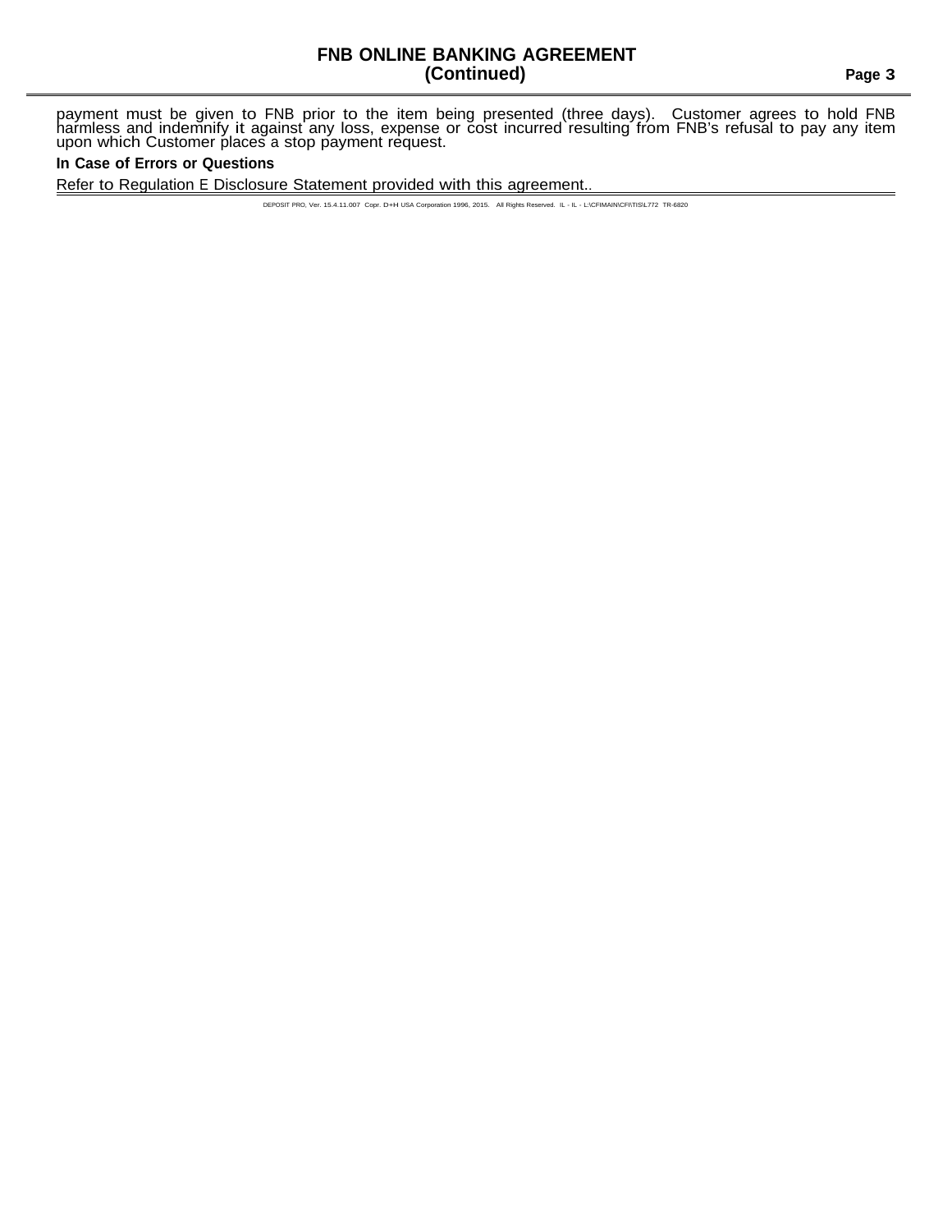payment must be given to FNB prior to the item being presented (three days). Customer agrees to hold FNB harmless and indemnify it against any loss, expense or cost incurred resulting from FNB's refusal to pay any item upon which Customer places a stop payment request.

**In Case of Errors or Questions**

Refer to Regulation E Disclosure Statement provided with this agreement..

DEPOSIT PRO, Ver. 15.4.11.007 Copr. D+H USA Corporation 1996, 2015. All Rights Reserved. IL - IL - L:\CFIMAIN\CFI\TIS\L772 TR-6820